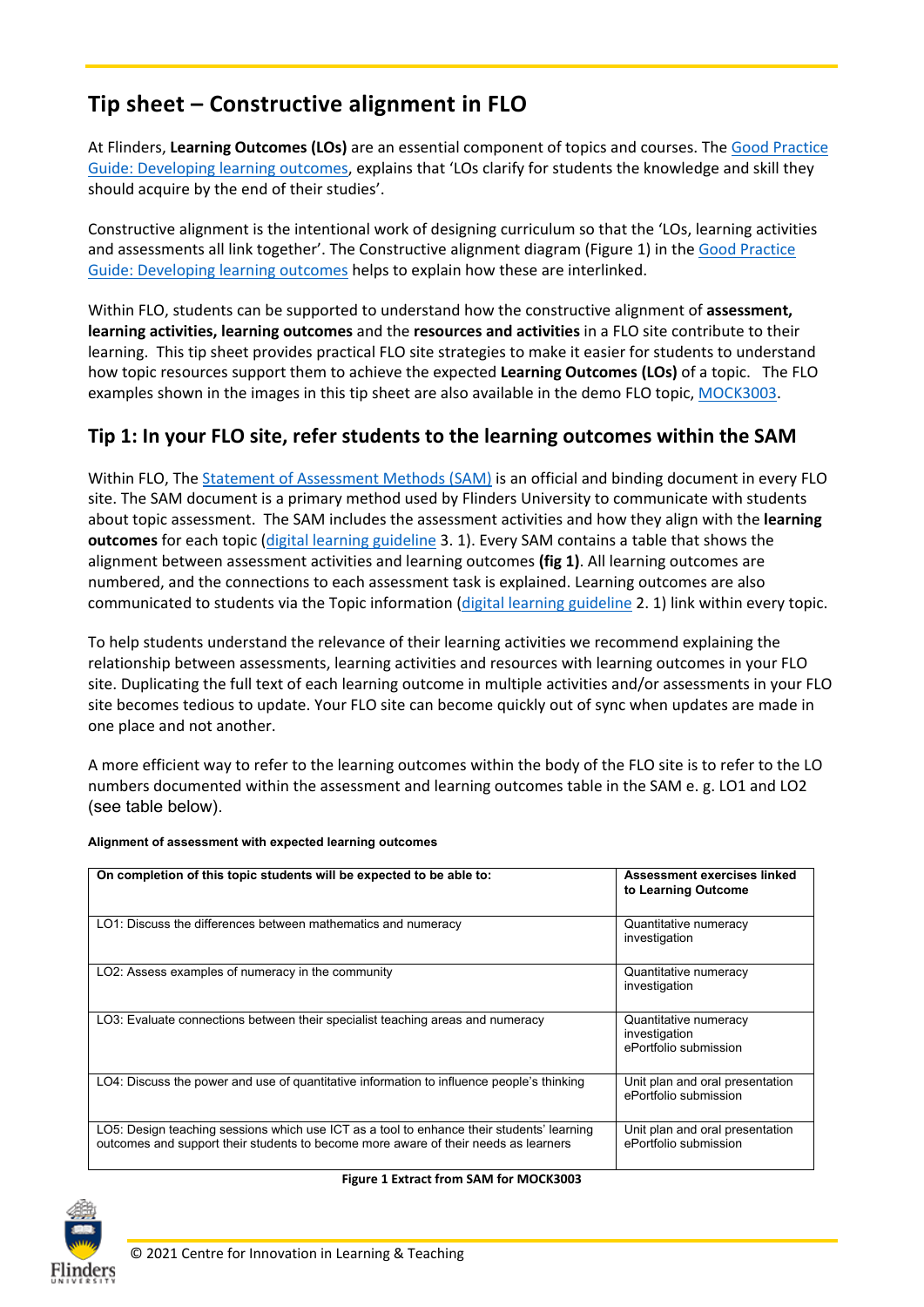# Tip sheet – Constructive alignment in FLO

At Flinders, **Learning Outcomes (LOs)** are an essential component of topics and courses. The Good Practice Guide: Developing learning outcomes, explains that 'LOs clarify for students the knowledge and skill they should acquire by the end of their studies'.

Constructive alignment is the intentional work of designing curriculum so that the 'LOs, learning activities and assessments all link together'. The Constructive alignment diagram (Figure 1) in the Good Practice Guide: Developing learning outcomes helps to explain how these are interlinked.

Within FLO, students can be supported to understand how the constructive alignment of **assessment, learning activities, learning outcomes** and the **resources and activities** in a FLO site contribute to their learning. This tip sheet provides practical FLO site strategies to make it easier for students to understand how topic resources support them to achieve the expected **Learning Outcomes (LOs)** of a topic. The FLO examples shown in the images in this tip sheet are also available in the demo FLO topic, MOCK3003.

## Tip 1: In your FLO site, refer students to the learning outcomes within the SAM

Within FLO, The Statement of Assessment Methods (SAM) is an official and binding document in every FLO site. The SAM document is a primary method used by Flinders University to communicate with students about topic assessment. The SAM includes the assessment activities and how they align with the **learning outcomes** for each topic (digital learning guideline 3. 1). Every SAM contains a table that shows the alignment between assessment activities and learning outcomes **(fig 1)**. All learning outcomes are numbered, and the connections to each assessment task is explained. Learning outcomes are also communicated to students via the Topic information (digital learning guideline 2. 1) link within every topic.

To help students understand the relevance of their learning activities we recommend explaining the relationship between assessments, learning activities and resources with learning outcomes in your FLO site. Duplicating the full text of each learning outcome in multiple activities and/or assessments in your FLO site becomes tedious to update. Your FLO site can become quickly out of sync when updates are made in one place and not another.

A more efficient way to refer to the learning outcomes within the body of the FLO site is to refer to the LO numbers documented within the assessment and learning outcomes table in the SAM e. g. LO1 and LO2 (see table below).

**Alignment of assessment with expected learning outcomes**

| On completion of this topic students will be expected to be able to: | Assessment exercises linked to Learning Outcome |
|---|---|
| LO1: Discuss the differences between mathematics and numeracy | Quantitative numeracy investigation |
| LO2: Assess examples of numeracy in the community | Quantitative numeracy investigation |
| LO3: Evaluate connections between their specialist teaching areas and numeracy | Quantitative numeracy investigation<br>ePortfolio submission |
| LO4: Discuss the power and use of quantitative information to influence people's thinking | Unit plan and oral presentation<br>ePortfolio submission |
| LO5: Design teaching sessions which use ICT as a tool to enhance their students' learning outcomes and support their students to become more aware of their needs as learners | Unit plan and oral presentation<br>ePortfolio submission |

**Figure 1 Extract from SAM for MOCK3003**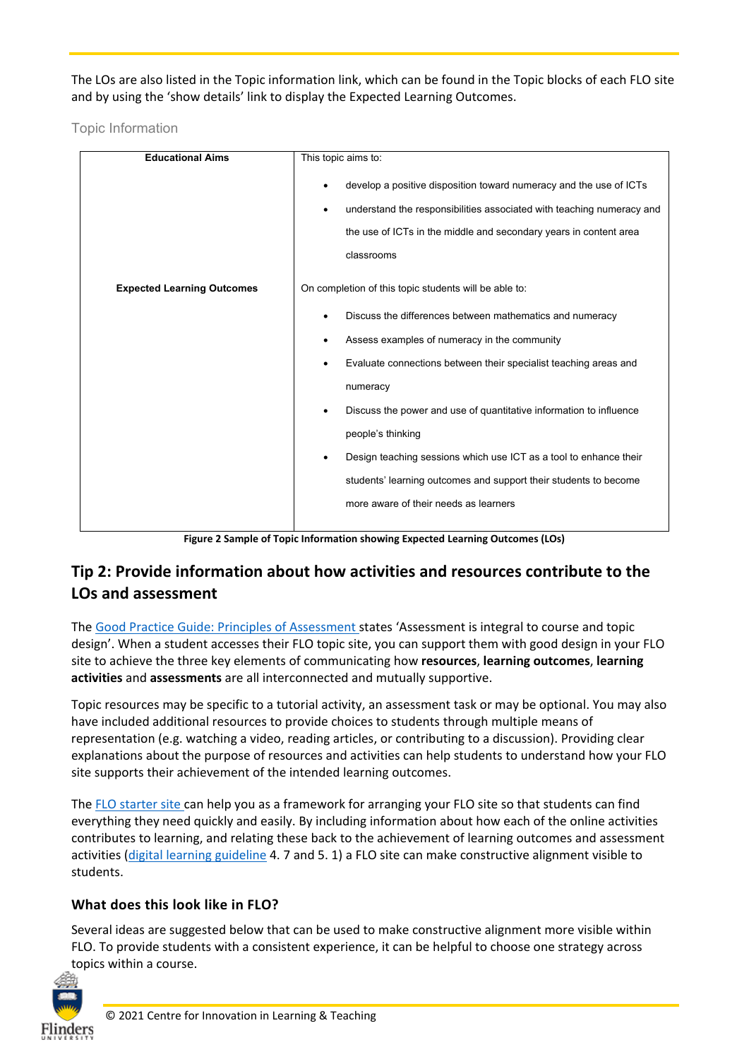The LOs are also listed in the Topic information link, which can be found in the Topic blocks of each FLO site and by using the 'show details' link to display the Expected Learning Outcomes.

Topic Information

| **Educational Aims** | This topic aims to:<br>• develop a positive disposition toward numeracy and the use of ICTs<br>• understand the responsibilities associated with teaching numeracy and the use of ICTs in the middle and secondary years in content area classrooms |
|---|---|
| **Expected Learning Outcomes** | On completion of this topic students will be able to:<br>• Discuss the differences between mathematics and numeracy<br>• Assess examples of numeracy in the community<br>• Evaluate connections between their specialist teaching areas and numeracy<br>• Discuss the power and use of quantitative information to influence people's thinking<br>• Design teaching sessions which use ICT as a tool to enhance their students' learning outcomes and support their students to become more aware of their needs as learners |

**Figure 2 Sample of Topic Information showing Expected Learning Outcomes (LOs)**

## Tip 2: Provide information about how activities and resources contribute to the LOs and assessment

The Good Practice Guide: Principles of Assessment states 'Assessment is integral to course and topic design'. When a student accesses their FLO topic site, you can support them with good design in your FLO site to achieve the three key elements of communicating how **resources**, **learning outcomes**, **learning activities** and **assessments** are all interconnected and mutually supportive.

Topic resources may be specific to a tutorial activity, an assessment task or may be optional. You may also have included additional resources to provide choices to students through multiple means of representation (e.g. watching a video, reading articles, or contributing to a discussion). Providing clear explanations about the purpose of resources and activities can help students to understand how your FLO site supports their achievement of the intended learning outcomes.

The FLO starter site can help you as a framework for arranging your FLO site so that students can find everything they need quickly and easily. By including information about how each of the online activities contributes to learning, and relating these back to the achievement of learning outcomes and assessment activities (digital learning guideline 4. 7 and 5. 1) a FLO site can make constructive alignment visible to students.

### What does this look like in FLO?

Several ideas are suggested below that can be used to make constructive alignment more visible within FLO. To provide students with a consistent experience, it can be helpful to choose one strategy across topics within a course.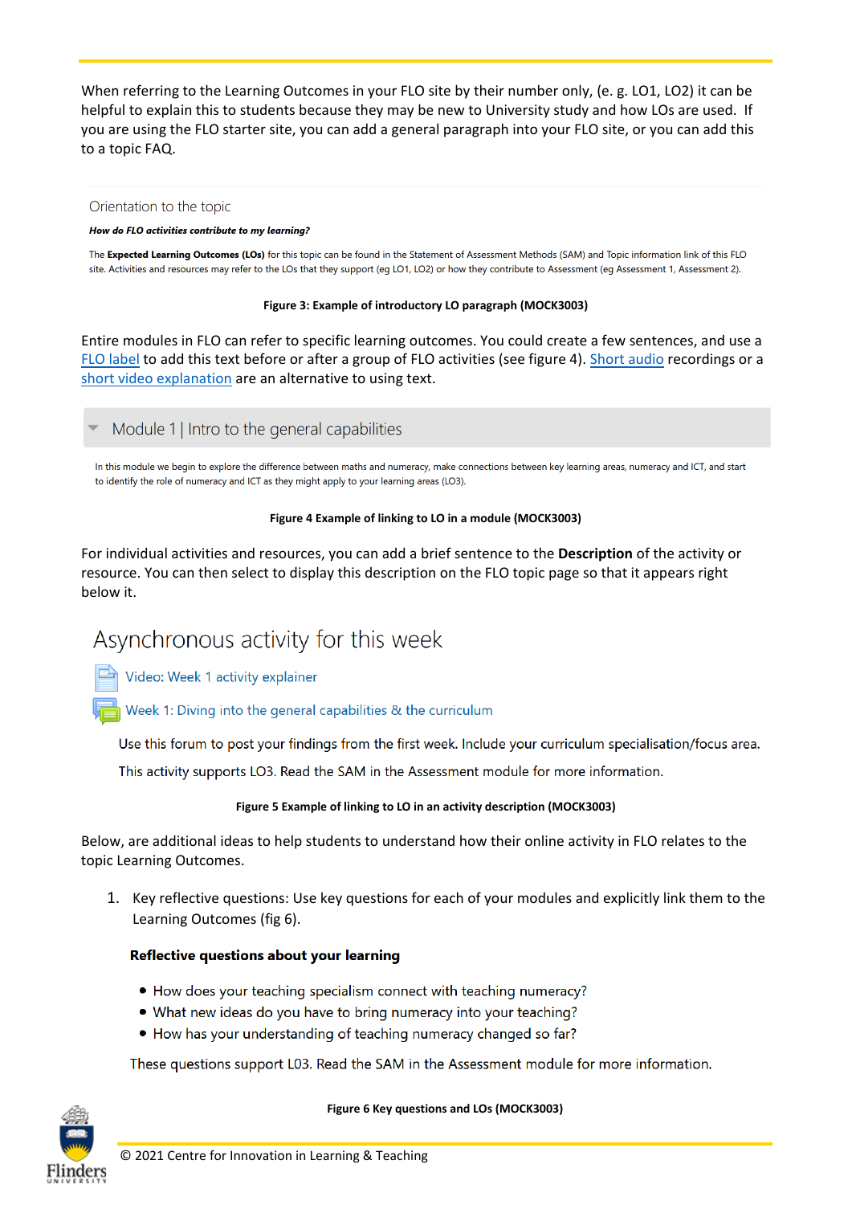When referring to the Learning Outcomes in your FLO site by their number only, (e. g. LO1, LO2) it can be helpful to explain this to students because they may be new to University study and how LOs are used. If you are using the FLO starter site, you can add a general paragraph into your FLO site, or you can add this to a topic FAQ.

Orientation to the topic

***How do FLO activities contribute to my learning?***

The **Expected Learning Outcomes (LOs)** for this topic can be found in the Statement of Assessment Methods (SAM) and Topic information link of this FLO site. Activities and resources may refer to the LOs that they support (eg LO1, LO2) or how they contribute to Assessment (eg Assessment 1, Assessment 2).

**Figure 3: Example of introductory LO paragraph (MOCK3003)**

Entire modules in FLO can refer to specific learning outcomes. You could create a few sentences, and use a FLO label to add this text before or after a group of FLO activities (see figure 4). Short audio recordings or a short video explanation are an alternative to using text.

Module 1 | Intro to the general capabilities

In this module we begin to explore the difference between maths and numeracy, make connections between key learning areas, numeracy and ICT, and start to identify the role of numeracy and ICT as they might apply to your learning areas (LO3).

**Figure 4 Example of linking to LO in a module (MOCK3003)**

For individual activities and resources, you can add a brief sentence to the **Description** of the activity or resource. You can then select to display this description on the FLO topic page so that it appears right below it.

Asynchronous activity for this week

Video: Week 1 activity explainer

Week 1: Diving into the general capabilities & the curriculum

Use this forum to post your findings from the first week. Include your curriculum specialisation/focus area.

This activity supports LO3. Read the SAM in the Assessment module for more information.

**Figure 5 Example of linking to LO in an activity description (MOCK3003)**

Below, are additional ideas to help students to understand how their online activity in FLO relates to the topic Learning Outcomes.

1. Key reflective questions: Use key questions for each of your modules and explicitly link them to the Learning Outcomes (fig 6).

   **Reflective questions about your learning**

   - How does your teaching specialism connect with teaching numeracy?
   - What new ideas do you have to bring numeracy into your teaching?
   - How has your understanding of teaching numeracy changed so far?

   These questions support L03. Read the SAM in the Assessment module for more information.

**Figure 6 Key questions and LOs (MOCK3003)**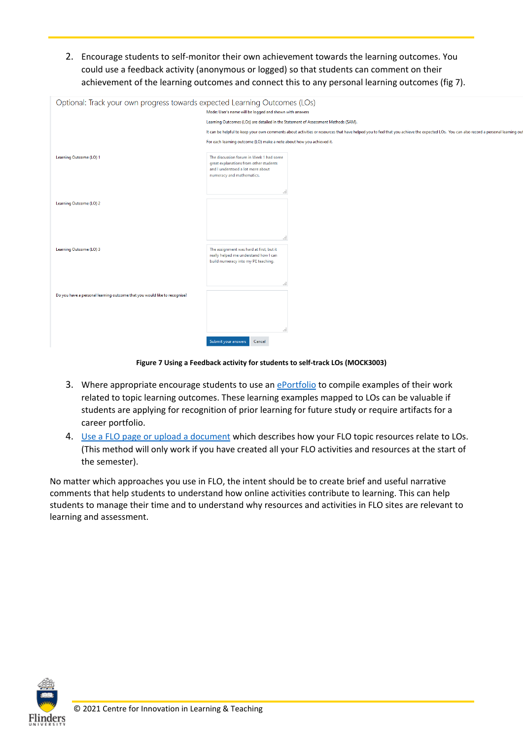2. Encourage students to self-monitor their own achievement towards the learning outcomes. You could use a feedback activity (anonymous or logged) so that students can comment on their achievement of the learning outcomes and connect this to any personal learning outcomes (fig 7).

Optional: Track your own progress towards expected Learning Outcomes (LOs)

Mode: User's name will be logged and shown with answers

Learning Outcomes (LOs) are detailed in the Statement of Assessment Methods (SAM).

It can be helpful to keep your own comments about activities or resources that have helped you to feel that you achieve the expected LOs. You can also record a personal learning out

For each learning outcome (LO) make a note about how you achieved it.

Learning Outcome (LO) 1

The discussion forum in Week 1 had some great explanations from other students and I understood a lot more about numeracy and mathematics.

Learning Outcome (LO) 2

Learning Outcome (LO) 3

The assignment was hard at first, but it really helped me understand how I can build numeracy into my PE teaching.

Do you have a personal learning outcome that you would like to recognise?

Submit your answers | Cancel

**Figure 7 Using a Feedback activity for students to self-track LOs (MOCK3003)**

3. Where appropriate encourage students to use an ePortfolio to compile examples of their work related to topic learning outcomes. These learning examples mapped to LOs can be valuable if students are applying for recognition of prior learning for future study or require artifacts for a career portfolio.
4. Use a FLO page or upload a document which describes how your FLO topic resources relate to LOs. (This method will only work if you have created all your FLO activities and resources at the start of the semester).

No matter which approaches you use in FLO, the intent should be to create brief and useful narrative comments that help students to understand how online activities contribute to learning. This can help students to manage their time and to understand why resources and activities in FLO sites are relevant to learning and assessment.